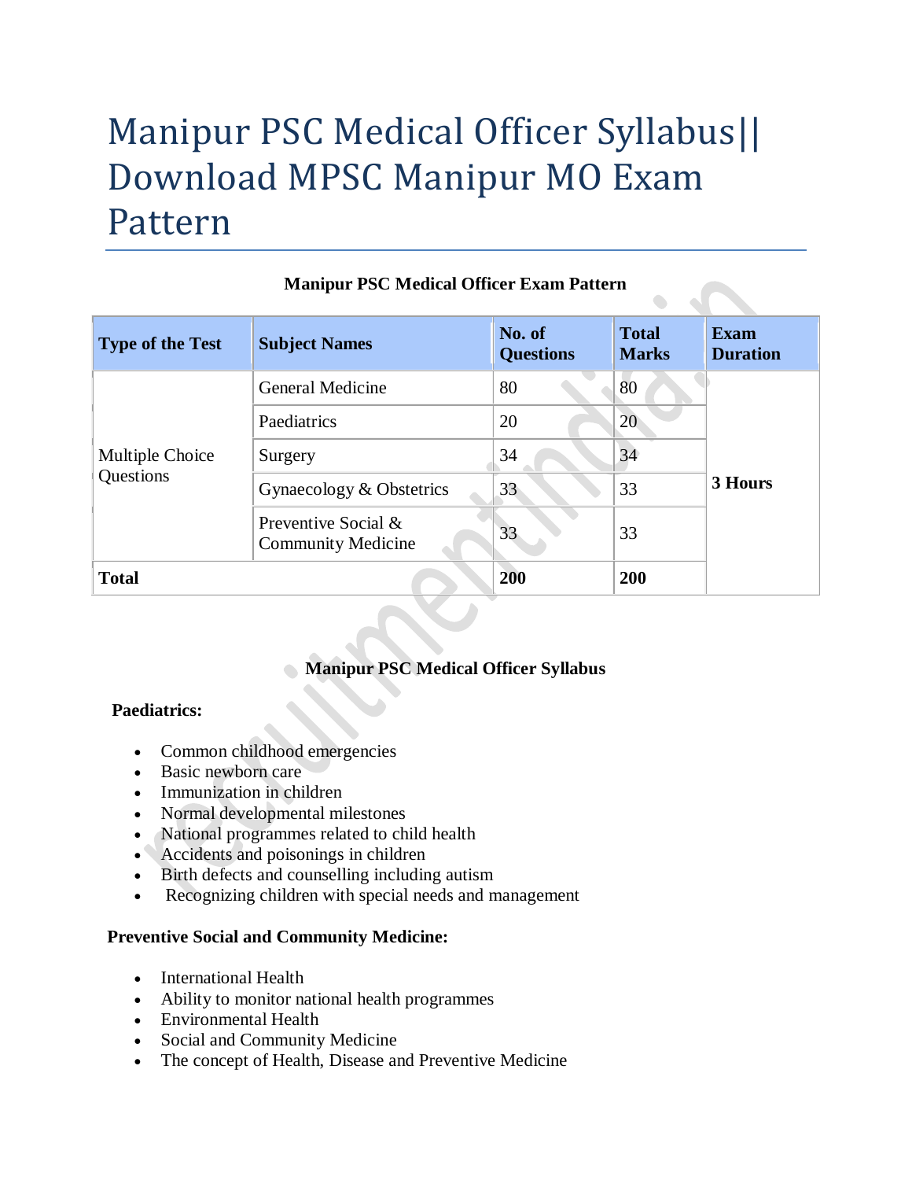# Manipur PSC Medical Officer Syllabus|| Download MPSC Manipur MO Exam Pattern

**Manipur PSC Medical Officer Exam Pattern**

| Type of the Test | Subject Names | No. of Questions | Total Marks | Exam Duration |
|---|---|---|---|---|
| Multiple Choice Questions | General Medicine | 80 | 80 | 3 Hours |
| | Paediatrics | 20 | 20 | |
| | Surgery | 34 | 34 | |
| | Gynaecology & Obstetrics | 33 | 33 | |
| | Preventive Social & Community Medicine | 33 | 33 | |
| **Total** | | **200** | **200** | |

**Manipur PSC Medical Officer Syllabus**

**Paediatrics:**

- Common childhood emergencies
- Basic newborn care
- Immunization in children
- Normal developmental milestones
- National programmes related to child health
- Accidents and poisonings in children
- Birth defects and counselling including autism
- Recognizing children with special needs and management

**Preventive Social and Community Medicine:**

- International Health
- Ability to monitor national health programmes
- Environmental Health
- Social and Community Medicine
- The concept of Health, Disease and Preventive Medicine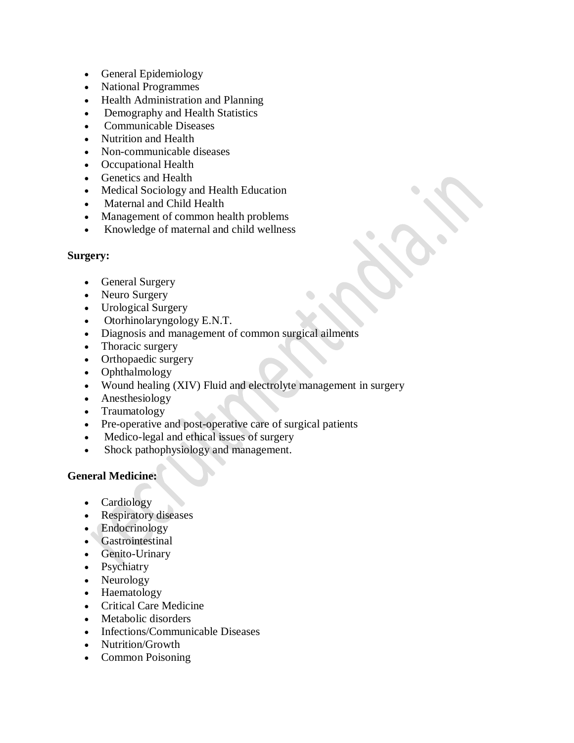- General Epidemiology
- National Programmes
- Health Administration and Planning
- Demography and Health Statistics
- Communicable Diseases
- Nutrition and Health
- Non-communicable diseases
- Occupational Health
- Genetics and Health
- Medical Sociology and Health Education
- Maternal and Child Health
- Management of common health problems
- Knowledge of maternal and child wellness

**Surgery:**

- General Surgery
- Neuro Surgery
- Urological Surgery
- Otorhinolaryngology E.N.T.
- Diagnosis and management of common surgical ailments
- Thoracic surgery
- Orthopaedic surgery
- Ophthalmology
- Wound healing (XIV) Fluid and electrolyte management in surgery
- Anesthesiology
- Traumatology
- Pre-operative and post-operative care of surgical patients
- Medico-legal and ethical issues of surgery
- Shock pathophysiology and management.

**General Medicine:**

- Cardiology
- Respiratory diseases
- Endocrinology
- Gastrointestinal
- Genito-Urinary
- Psychiatry
- Neurology
- Haematology
- Critical Care Medicine
- Metabolic disorders
- Infections/Communicable Diseases
- Nutrition/Growth
- Common Poisoning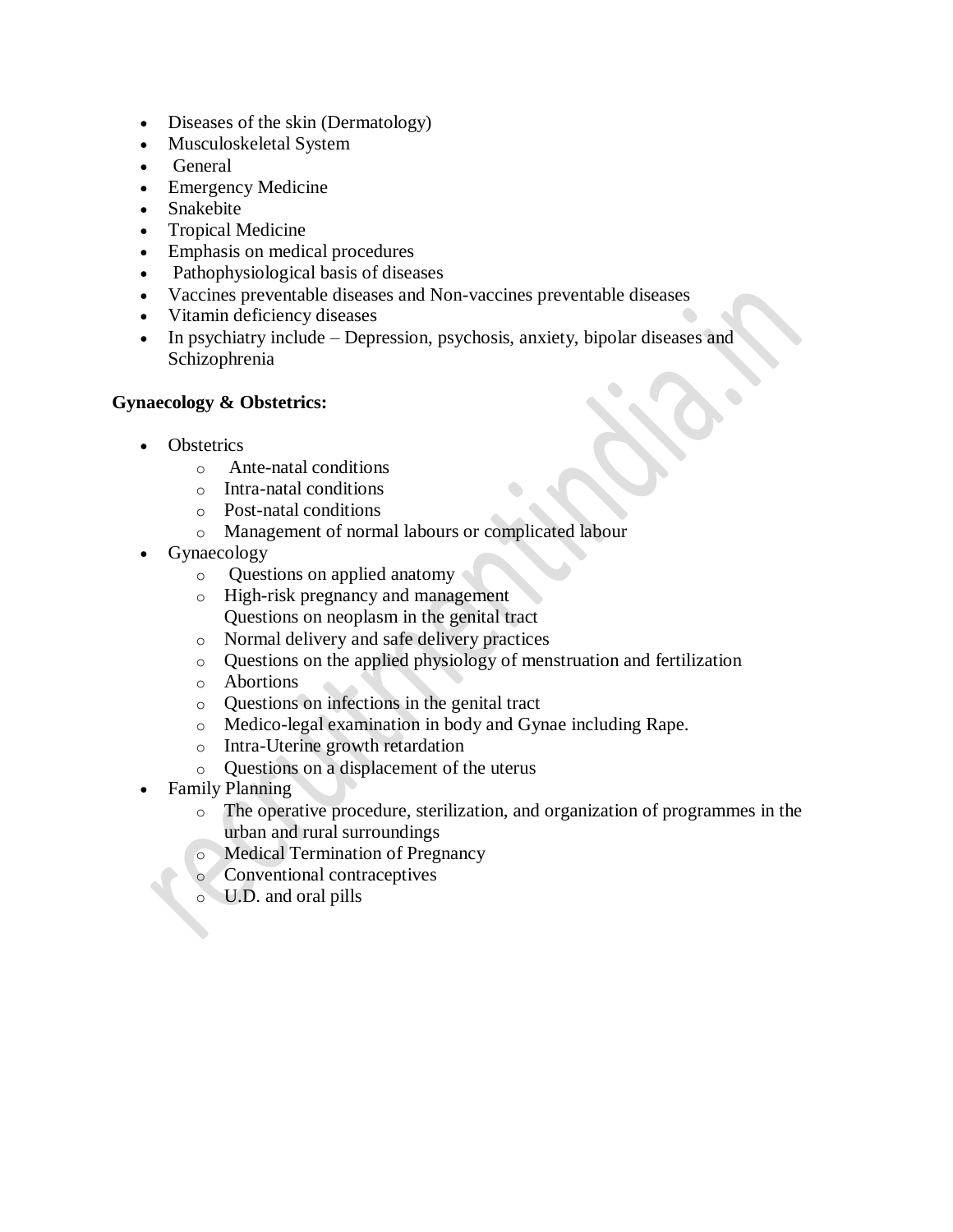- Diseases of the skin (Dermatology)
- Musculoskeletal System
- General
- Emergency Medicine
- Snakebite
- Tropical Medicine
- Emphasis on medical procedures
- Pathophysiological basis of diseases
- Vaccines preventable diseases and Non-vaccines preventable diseases
- Vitamin deficiency diseases
- In psychiatry include – Depression, psychosis, anxiety, bipolar diseases and Schizophrenia

**Gynaecology & Obstetrics:**

- Obstetrics
  - Ante-natal conditions
  - Intra-natal conditions
  - Post-natal conditions
  - Management of normal labours or complicated labour
- Gynaecology
  - Questions on applied anatomy
  - High-risk pregnancy and management
    Questions on neoplasm in the genital tract
  - Normal delivery and safe delivery practices
  - Questions on the applied physiology of menstruation and fertilization
  - Abortions
  - Questions on infections in the genital tract
  - Medico-legal examination in body and Gynae including Rape.
  - Intra-Uterine growth retardation
  - Questions on a displacement of the uterus
- Family Planning
  - The operative procedure, sterilization, and organization of programmes in the urban and rural surroundings
  - Medical Termination of Pregnancy
  - Conventional contraceptives
  - U.D. and oral pills